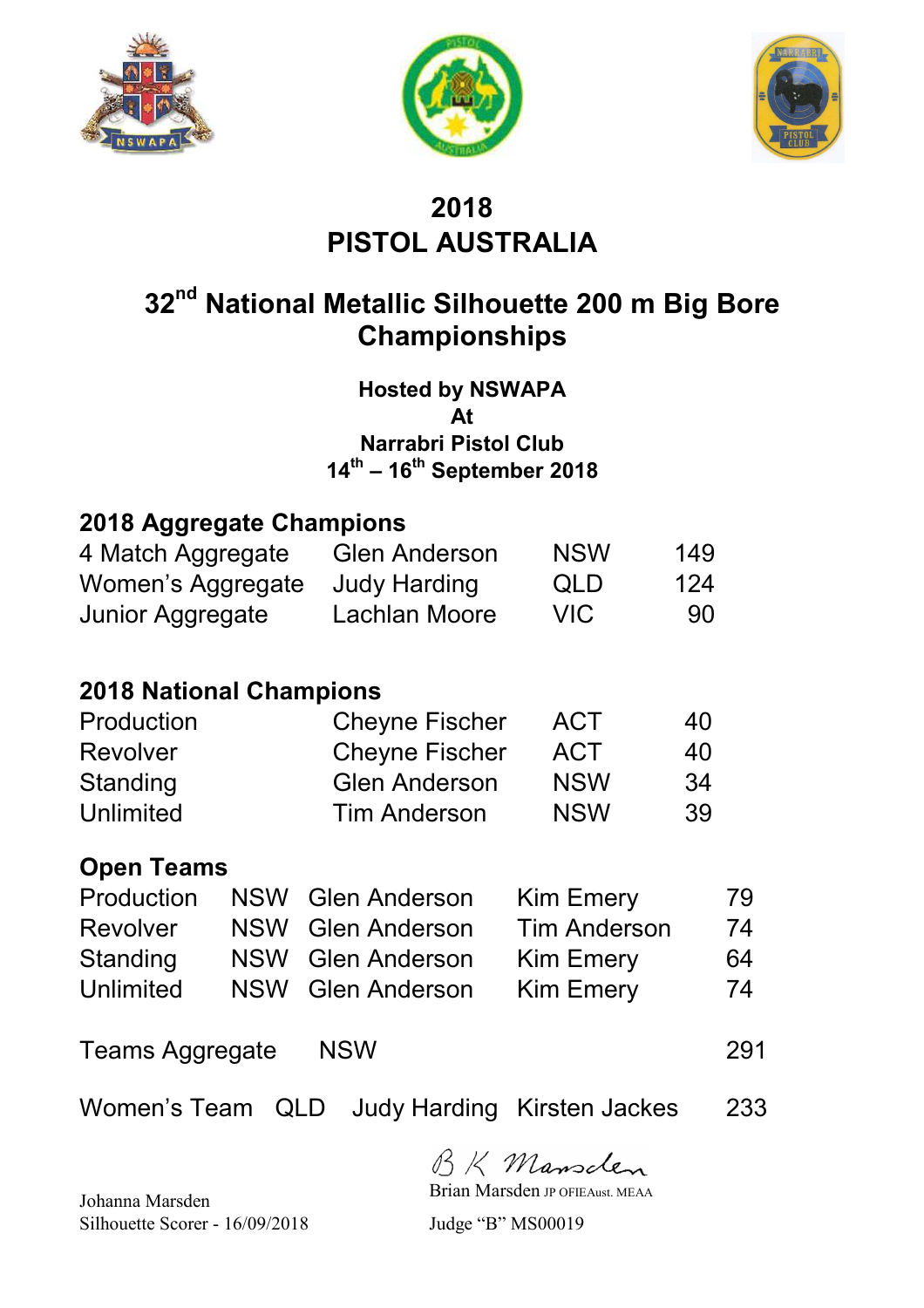# 2018
# PISTOL AUSTRALIA

## 32nd National Metallic Silhouette 200 m Big Bore Championships

**Hosted by NSWAPA**
**At**
**Narrabri Pistol Club**
**14th – 16th September 2018**

### 2018 Aggregate Champions

| | | | |
|---|---|---|---|
| 4 Match Aggregate | Glen Anderson | NSW | 149 |
| Women's Aggregate | Judy Harding | QLD | 124 |
| Junior Aggregate | Lachlan Moore | VIC | 90 |

### 2018 National Champions

| | | | |
|---|---|---|---|
| Production | Cheyne Fischer | ACT | 40 |
| Revolver | Cheyne Fischer | ACT | 40 |
| Standing | Glen Anderson | NSW | 34 |
| Unlimited | Tim Anderson | NSW | 39 |

### Open Teams

| | | | | |
|---|---|---|---|---|
| Production | NSW | Glen Anderson | Kim Emery | 79 |
| Revolver | NSW | Glen Anderson | Tim Anderson | 74 |
| Standing | NSW | Glen Anderson | Kim Emery | 64 |
| Unlimited | NSW | Glen Anderson | Kim Emery | 74 |

| | | | | |
|---|---|---|---|---|
| Teams Aggregate | NSW | | | 291 |
| Women's Team | QLD | Judy Harding | Kirsten Jackes | 233 |

B K Marsden
Brian Marsden JP OFIEAust. MEAA
Judge "B" MS00019

Johanna Marsden
Silhouette Scorer - 16/09/2018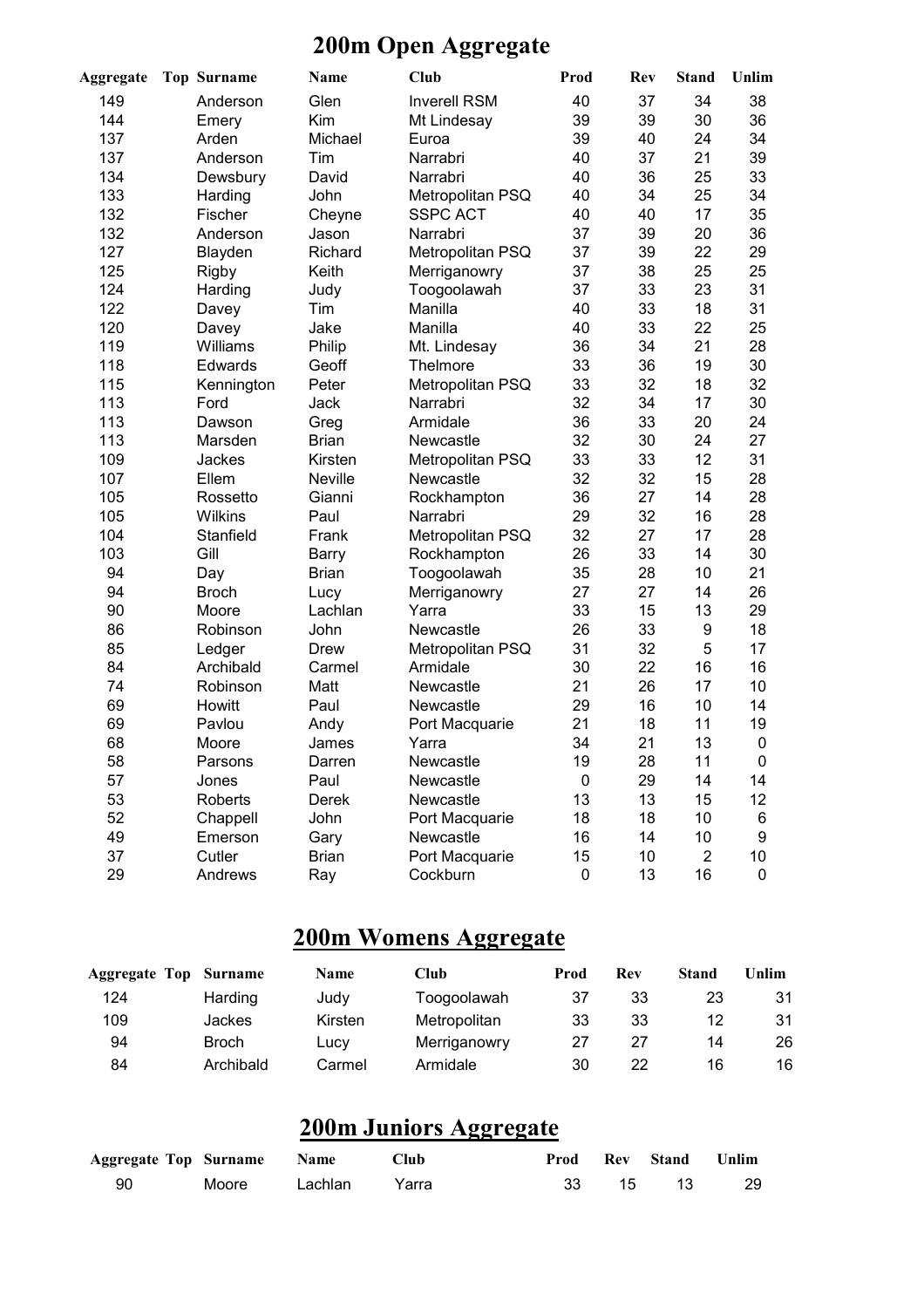# 200m Open Aggregate

| Aggregate | Top | Surname | Name | Club | Prod | Rev | Stand | Unlim |
|---|---|---|---|---|---|---|---|---|
| 149 | | Anderson | Glen | Inverell RSM | 40 | 37 | 34 | 38 |
| 144 | | Emery | Kim | Mt Lindesay | 39 | 39 | 30 | 36 |
| 137 | | Arden | Michael | Euroa | 39 | 40 | 24 | 34 |
| 137 | | Anderson | Tim | Narrabri | 40 | 37 | 21 | 39 |
| 134 | | Dewsbury | David | Narrabri | 40 | 36 | 25 | 33 |
| 133 | | Harding | John | Metropolitan PSQ | 40 | 34 | 25 | 34 |
| 132 | | Fischer | Cheyne | SSPC ACT | 40 | 40 | 17 | 35 |
| 132 | | Anderson | Jason | Narrabri | 37 | 39 | 20 | 36 |
| 127 | | Blayden | Richard | Metropolitan PSQ | 37 | 39 | 22 | 29 |
| 125 | | Rigby | Keith | Merriganowry | 37 | 38 | 25 | 25 |
| 124 | | Harding | Judy | Toogoolawah | 37 | 33 | 23 | 31 |
| 122 | | Davey | Tim | Manilla | 40 | 33 | 18 | 31 |
| 120 | | Davey | Jake | Manilla | 40 | 33 | 22 | 25 |
| 119 | | Williams | Philip | Mt. Lindesay | 36 | 34 | 21 | 28 |
| 118 | | Edwards | Geoff | Thelmore | 33 | 36 | 19 | 30 |
| 115 | | Kennington | Peter | Metropolitan PSQ | 33 | 32 | 18 | 32 |
| 113 | | Ford | Jack | Narrabri | 32 | 34 | 17 | 30 |
| 113 | | Dawson | Greg | Armidale | 36 | 33 | 20 | 24 |
| 113 | | Marsden | Brian | Newcastle | 32 | 30 | 24 | 27 |
| 109 | | Jackes | Kirsten | Metropolitan PSQ | 33 | 33 | 12 | 31 |
| 107 | | Ellem | Neville | Newcastle | 32 | 32 | 15 | 28 |
| 105 | | Rossetto | Gianni | Rockhampton | 36 | 27 | 14 | 28 |
| 105 | | Wilkins | Paul | Narrabri | 29 | 32 | 16 | 28 |
| 104 | | Stanfield | Frank | Metropolitan PSQ | 32 | 27 | 17 | 28 |
| 103 | | Gill | Barry | Rockhampton | 26 | 33 | 14 | 30 |
| 94 | | Day | Brian | Toogoolawah | 35 | 28 | 10 | 21 |
| 94 | | Broch | Lucy | Merriganowry | 27 | 27 | 14 | 26 |
| 90 | | Moore | Lachlan | Yarra | 33 | 15 | 13 | 29 |
| 86 | | Robinson | John | Newcastle | 26 | 33 | 9 | 18 |
| 85 | | Ledger | Drew | Metropolitan PSQ | 31 | 32 | 5 | 17 |
| 84 | | Archibald | Carmel | Armidale | 30 | 22 | 16 | 16 |
| 74 | | Robinson | Matt | Newcastle | 21 | 26 | 17 | 10 |
| 69 | | Howitt | Paul | Newcastle | 29 | 16 | 10 | 14 |
| 69 | | Pavlou | Andy | Port Macquarie | 21 | 18 | 11 | 19 |
| 68 | | Moore | James | Yarra | 34 | 21 | 13 | 0 |
| 58 | | Parsons | Darren | Newcastle | 19 | 28 | 11 | 0 |
| 57 | | Jones | Paul | Newcastle | 0 | 29 | 14 | 14 |
| 53 | | Roberts | Derek | Newcastle | 13 | 13 | 15 | 12 |
| 52 | | Chappell | John | Port Macquarie | 18 | 18 | 10 | 6 |
| 49 | | Emerson | Gary | Newcastle | 16 | 14 | 10 | 9 |
| 37 | | Cutler | Brian | Port Macquarie | 15 | 10 | 2 | 10 |
| 29 | | Andrews | Ray | Cockburn | 0 | 13 | 16 | 0 |

# 200m Womens Aggregate

| Aggregate | Top | Surname | Name | Club | Prod | Rev | Stand | Unlim |
|---|---|---|---|---|---|---|---|---|
| 124 | | Harding | Judy | Toogoolawah | 37 | 33 | 23 | 31 |
| 109 | | Jackes | Kirsten | Metropolitan | 33 | 33 | 12 | 31 |
| 94 | | Broch | Lucy | Merriganowry | 27 | 27 | 14 | 26 |
| 84 | | Archibald | Carmel | Armidale | 30 | 22 | 16 | 16 |

# 200m Juniors Aggregate

| Aggregate | Top | Surname | Name | Club | Prod | Rev | Stand | Unlim |
|---|---|---|---|---|---|---|---|---|
| 90 | | Moore | Lachlan | Yarra | 33 | 15 | 13 | 29 |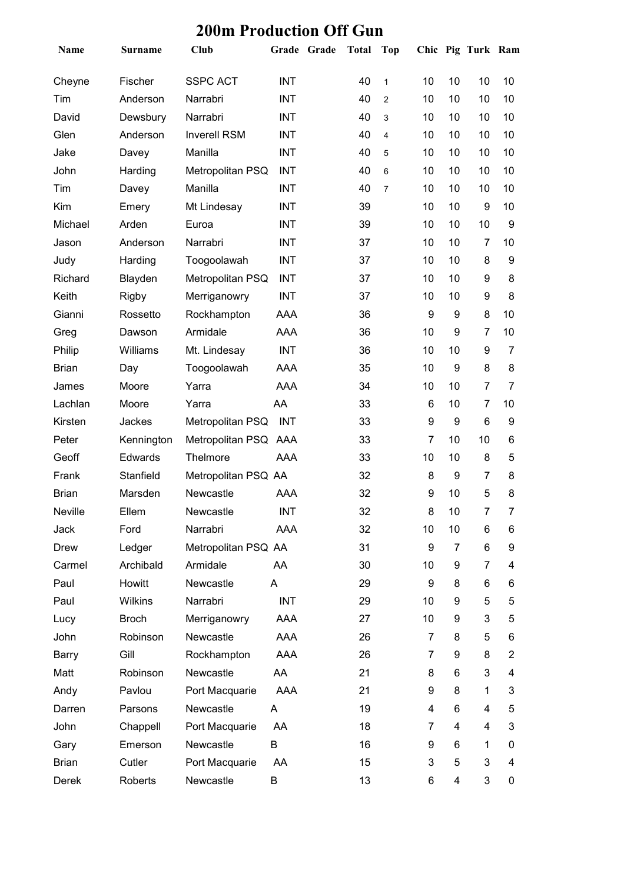# 200m Production Off Gun

| Name | Surname | Club | Grade | Grade | Total | Top | Chic | Pig | Turk | Ram |
|---|---|---|---|---|---|---|---|---|---|---|
| Cheyne | Fischer | SSPC ACT | INT | | 40 | 1 | 10 | 10 | 10 | 10 |
| Tim | Anderson | Narrabri | INT | | 40 | 2 | 10 | 10 | 10 | 10 |
| David | Dewsbury | Narrabri | INT | | 40 | 3 | 10 | 10 | 10 | 10 |
| Glen | Anderson | Inverell RSM | INT | | 40 | 4 | 10 | 10 | 10 | 10 |
| Jake | Davey | Manilla | INT | | 40 | 5 | 10 | 10 | 10 | 10 |
| John | Harding | Metropolitan PSQ | INT | | 40 | 6 | 10 | 10 | 10 | 10 |
| Tim | Davey | Manilla | INT | | 40 | 7 | 10 | 10 | 10 | 10 |
| Kim | Emery | Mt Lindesay | INT | | 39 | | 10 | 10 | 9 | 10 |
| Michael | Arden | Euroa | INT | | 39 | | 10 | 10 | 10 | 9 |
| Jason | Anderson | Narrabri | INT | | 37 | | 10 | 10 | 7 | 10 |
| Judy | Harding | Toogoolawah | INT | | 37 | | 10 | 10 | 8 | 9 |
| Richard | Blayden | Metropolitan PSQ | INT | | 37 | | 10 | 10 | 9 | 8 |
| Keith | Rigby | Merriganowry | INT | | 37 | | 10 | 10 | 9 | 8 |
| Gianni | Rossetto | Rockhampton | AAA | | 36 | | 9 | 9 | 8 | 10 |
| Greg | Dawson | Armidale | AAA | | 36 | | 10 | 9 | 7 | 10 |
| Philip | Williams | Mt. Lindesay | INT | | 36 | | 10 | 10 | 9 | 7 |
| Brian | Day | Toogoolawah | AAA | | 35 | | 10 | 9 | 8 | 8 |
| James | Moore | Yarra | AAA | | 34 | | 10 | 10 | 7 | 7 |
| Lachlan | Moore | Yarra | AA | | 33 | | 6 | 10 | 7 | 10 |
| Kirsten | Jackes | Metropolitan PSQ | INT | | 33 | | 9 | 9 | 6 | 9 |
| Peter | Kennington | Metropolitan PSQ | AAA | | 33 | | 7 | 10 | 10 | 6 |
| Geoff | Edwards | Thelmore | AAA | | 33 | | 10 | 10 | 8 | 5 |
| Frank | Stanfield | Metropolitan PSQ | AA | | 32 | | 8 | 9 | 7 | 8 |
| Brian | Marsden | Newcastle | AAA | | 32 | | 9 | 10 | 5 | 8 |
| Neville | Ellem | Newcastle | INT | | 32 | | 8 | 10 | 7 | 7 |
| Jack | Ford | Narrabri | AAA | | 32 | | 10 | 10 | 6 | 6 |
| Drew | Ledger | Metropolitan PSQ | AA | | 31 | | 9 | 7 | 6 | 9 |
| Carmel | Archibald | Armidale | AA | | 30 | | 10 | 9 | 7 | 4 |
| Paul | Howitt | Newcastle | A | | 29 | | 9 | 8 | 6 | 6 |
| Paul | Wilkins | Narrabri | INT | | 29 | | 10 | 9 | 5 | 5 |
| Lucy | Broch | Merriganowry | AAA | | 27 | | 10 | 9 | 3 | 5 |
| John | Robinson | Newcastle | AAA | | 26 | | 7 | 8 | 5 | 6 |
| Barry | Gill | Rockhampton | AAA | | 26 | | 7 | 9 | 8 | 2 |
| Matt | Robinson | Newcastle | AA | | 21 | | 8 | 6 | 3 | 4 |
| Andy | Pavlou | Port Macquarie | AAA | | 21 | | 9 | 8 | 1 | 3 |
| Darren | Parsons | Newcastle | A | | 19 | | 4 | 6 | 4 | 5 |
| John | Chappell | Port Macquarie | AA | | 18 | | 7 | 4 | 4 | 3 |
| Gary | Emerson | Newcastle | B | | 16 | | 9 | 6 | 1 | 0 |
| Brian | Cutler | Port Macquarie | AA | | 15 | | 3 | 5 | 3 | 4 |
| Derek | Roberts | Newcastle | B | | 13 | | 6 | 4 | 3 | 0 |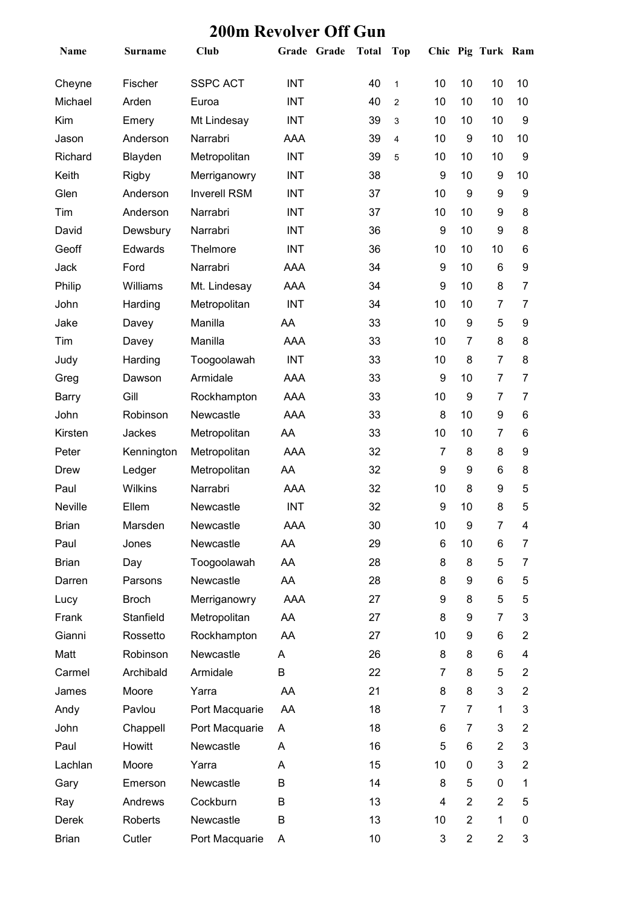# 200m Revolver Off Gun

| Name | Surname | Club | Grade | Grade | Total | Top | Chic | Pig | Turk | Ram |
|---|---|---|---|---|---|---|---|---|---|---|
| Cheyne | Fischer | SSPC ACT | INT | | 40 | 1 | 10 | 10 | 10 | 10 |
| Michael | Arden | Euroa | INT | | 40 | 2 | 10 | 10 | 10 | 10 |
| Kim | Emery | Mt Lindesay | INT | | 39 | 3 | 10 | 10 | 10 | 9 |
| Jason | Anderson | Narrabri | AAA | | 39 | 4 | 10 | 9 | 10 | 10 |
| Richard | Blayden | Metropolitan | INT | | 39 | 5 | 10 | 10 | 10 | 9 |
| Keith | Rigby | Merriganowry | INT | | 38 | | 9 | 10 | 9 | 10 |
| Glen | Anderson | Inverell RSM | INT | | 37 | | 10 | 9 | 9 | 9 |
| Tim | Anderson | Narrabri | INT | | 37 | | 10 | 10 | 9 | 8 |
| David | Dewsbury | Narrabri | INT | | 36 | | 9 | 10 | 9 | 8 |
| Geoff | Edwards | Thelmore | INT | | 36 | | 10 | 10 | 10 | 6 |
| Jack | Ford | Narrabri | AAA | | 34 | | 9 | 10 | 6 | 9 |
| Philip | Williams | Mt. Lindesay | AAA | | 34 | | 9 | 10 | 8 | 7 |
| John | Harding | Metropolitan | INT | | 34 | | 10 | 10 | 7 | 7 |
| Jake | Davey | Manilla | AA | | 33 | | 10 | 9 | 5 | 9 |
| Tim | Davey | Manilla | AAA | | 33 | | 10 | 7 | 8 | 8 |
| Judy | Harding | Toogoolawah | INT | | 33 | | 10 | 8 | 7 | 8 |
| Greg | Dawson | Armidale | AAA | | 33 | | 9 | 10 | 7 | 7 |
| Barry | Gill | Rockhampton | AAA | | 33 | | 10 | 9 | 7 | 7 |
| John | Robinson | Newcastle | AAA | | 33 | | 8 | 10 | 9 | 6 |
| Kirsten | Jackes | Metropolitan | AA | | 33 | | 10 | 10 | 7 | 6 |
| Peter | Kennington | Metropolitan | AAA | | 32 | | 7 | 8 | 8 | 9 |
| Drew | Ledger | Metropolitan | AA | | 32 | | 9 | 9 | 6 | 8 |
| Paul | Wilkins | Narrabri | AAA | | 32 | | 10 | 8 | 9 | 5 |
| Neville | Ellem | Newcastle | INT | | 32 | | 9 | 10 | 8 | 5 |
| Brian | Marsden | Newcastle | AAA | | 30 | | 10 | 9 | 7 | 4 |
| Paul | Jones | Newcastle | AA | | 29 | | 6 | 10 | 6 | 7 |
| Brian | Day | Toogoolawah | AA | | 28 | | 8 | 8 | 5 | 7 |
| Darren | Parsons | Newcastle | AA | | 28 | | 8 | 9 | 6 | 5 |
| Lucy | Broch | Merriganowry | AAA | | 27 | | 9 | 8 | 5 | 5 |
| Frank | Stanfield | Metropolitan | AA | | 27 | | 8 | 9 | 7 | 3 |
| Gianni | Rossetto | Rockhampton | AA | | 27 | | 10 | 9 | 6 | 2 |
| Matt | Robinson | Newcastle | A | | 26 | | 8 | 8 | 6 | 4 |
| Carmel | Archibald | Armidale | B | | 22 | | 7 | 8 | 5 | 2 |
| James | Moore | Yarra | AA | | 21 | | 8 | 8 | 3 | 2 |
| Andy | Pavlou | Port Macquarie | AA | | 18 | | 7 | 7 | 1 | 3 |
| John | Chappell | Port Macquarie | A | | 18 | | 6 | 7 | 3 | 2 |
| Paul | Howitt | Newcastle | A | | 16 | | 5 | 6 | 2 | 3 |
| Lachlan | Moore | Yarra | A | | 15 | | 10 | 0 | 3 | 2 |
| Gary | Emerson | Newcastle | B | | 14 | | 8 | 5 | 0 | 1 |
| Ray | Andrews | Cockburn | B | | 13 | | 4 | 2 | 2 | 5 |
| Derek | Roberts | Newcastle | B | | 13 | | 10 | 2 | 1 | 0 |
| Brian | Cutler | Port Macquarie | A | | 10 | | 3 | 2 | 2 | 3 |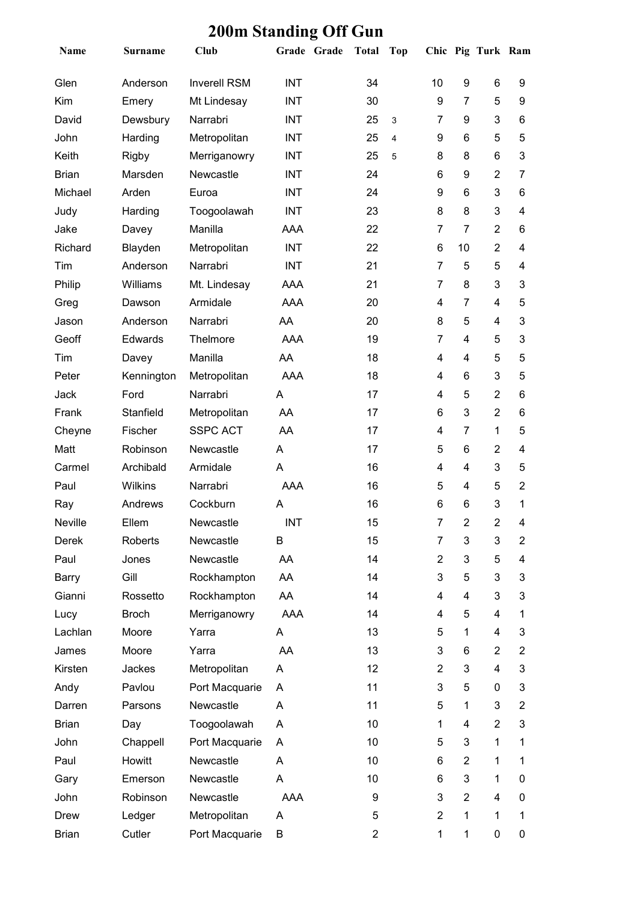# 200m Standing Off Gun

| Name | Surname | Club | Grade | Grade | Total | Top | Chic | Pig | Turk | Ram |
|---|---|---|---|---|---|---|---|---|---|---|
| Glen | Anderson | Inverell RSM | INT | | 34 | | 10 | 9 | 6 | 9 |
| Kim | Emery | Mt Lindesay | INT | | 30 | | 9 | 7 | 5 | 9 |
| David | Dewsbury | Narrabri | INT | | 25 | 3 | 7 | 9 | 3 | 6 |
| John | Harding | Metropolitan | INT | | 25 | 4 | 9 | 6 | 5 | 5 |
| Keith | Rigby | Merriganowry | INT | | 25 | 5 | 8 | 8 | 6 | 3 |
| Brian | Marsden | Newcastle | INT | | 24 | | 6 | 9 | 2 | 7 |
| Michael | Arden | Euroa | INT | | 24 | | 9 | 6 | 3 | 6 |
| Judy | Harding | Toogoolawah | INT | | 23 | | 8 | 8 | 3 | 4 |
| Jake | Davey | Manilla | AAA | | 22 | | 7 | 7 | 2 | 6 |
| Richard | Blayden | Metropolitan | INT | | 22 | | 6 | 10 | 2 | 4 |
| Tim | Anderson | Narrabri | INT | | 21 | | 7 | 5 | 5 | 4 |
| Philip | Williams | Mt. Lindesay | AAA | | 21 | | 7 | 8 | 3 | 3 |
| Greg | Dawson | Armidale | AAA | | 20 | | 4 | 7 | 4 | 5 |
| Jason | Anderson | Narrabri | AA | | 20 | | 8 | 5 | 4 | 3 |
| Geoff | Edwards | Thelmore | AAA | | 19 | | 7 | 4 | 5 | 3 |
| Tim | Davey | Manilla | AA | | 18 | | 4 | 4 | 5 | 5 |
| Peter | Kennington | Metropolitan | AAA | | 18 | | 4 | 6 | 3 | 5 |
| Jack | Ford | Narrabri | A | | 17 | | 4 | 5 | 2 | 6 |
| Frank | Stanfield | Metropolitan | AA | | 17 | | 6 | 3 | 2 | 6 |
| Cheyne | Fischer | SSPC ACT | AA | | 17 | | 4 | 7 | 1 | 5 |
| Matt | Robinson | Newcastle | A | | 17 | | 5 | 6 | 2 | 4 |
| Carmel | Archibald | Armidale | A | | 16 | | 4 | 4 | 3 | 5 |
| Paul | Wilkins | Narrabri | AAA | | 16 | | 5 | 4 | 5 | 2 |
| Ray | Andrews | Cockburn | A | | 16 | | 6 | 6 | 3 | 1 |
| Neville | Ellem | Newcastle | INT | | 15 | | 7 | 2 | 2 | 4 |
| Derek | Roberts | Newcastle | B | | 15 | | 7 | 3 | 3 | 2 |
| Paul | Jones | Newcastle | AA | | 14 | | 2 | 3 | 5 | 4 |
| Barry | Gill | Rockhampton | AA | | 14 | | 3 | 5 | 3 | 3 |
| Gianni | Rossetto | Rockhampton | AA | | 14 | | 4 | 4 | 3 | 3 |
| Lucy | Broch | Merriganowry | AAA | | 14 | | 4 | 5 | 4 | 1 |
| Lachlan | Moore | Yarra | A | | 13 | | 5 | 1 | 4 | 3 |
| James | Moore | Yarra | AA | | 13 | | 3 | 6 | 2 | 2 |
| Kirsten | Jackes | Metropolitan | A | | 12 | | 2 | 3 | 4 | 3 |
| Andy | Pavlou | Port Macquarie | A | | 11 | | 3 | 5 | 0 | 3 |
| Darren | Parsons | Newcastle | A | | 11 | | 5 | 1 | 3 | 2 |
| Brian | Day | Toogoolawah | A | | 10 | | 1 | 4 | 2 | 3 |
| John | Chappell | Port Macquarie | A | | 10 | | 5 | 3 | 1 | 1 |
| Paul | Howitt | Newcastle | A | | 10 | | 6 | 2 | 1 | 1 |
| Gary | Emerson | Newcastle | A | | 10 | | 6 | 3 | 1 | 0 |
| John | Robinson | Newcastle | AAA | | 9 | | 3 | 2 | 4 | 0 |
| Drew | Ledger | Metropolitan | A | | 5 | | 2 | 1 | 1 | 1 |
| Brian | Cutler | Port Macquarie | B | | 2 | | 1 | 1 | 0 | 0 |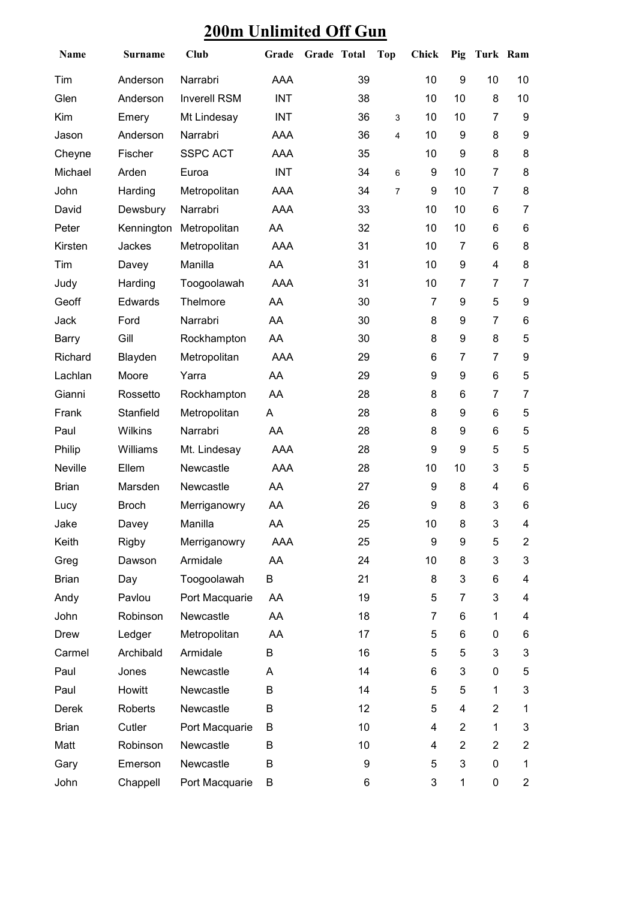# 200m Unlimited Off Gun

| Name | Surname | Club | Grade | Grade | Total | Top | Chick | Pig | Turk | Ram |
|---|---|---|---|---|---|---|---|---|---|---|
| Tim | Anderson | Narrabri | AAA | | 39 | | 10 | 9 | 10 | 10 |
| Glen | Anderson | Inverell RSM | INT | | 38 | | 10 | 10 | 8 | 10 |
| Kim | Emery | Mt Lindesay | INT | | 36 | 3 | 10 | 10 | 7 | 9 |
| Jason | Anderson | Narrabri | AAA | | 36 | 4 | 10 | 9 | 8 | 9 |
| Cheyne | Fischer | SSPC ACT | AAA | | 35 | | 10 | 9 | 8 | 8 |
| Michael | Arden | Euroa | INT | | 34 | 6 | 9 | 10 | 7 | 8 |
| John | Harding | Metropolitan | AAA | | 34 | 7 | 9 | 10 | 7 | 8 |
| David | Dewsbury | Narrabri | AAA | | 33 | | 10 | 10 | 6 | 7 |
| Peter | Kennington | Metropolitan | AA | | 32 | | 10 | 10 | 6 | 6 |
| Kirsten | Jackes | Metropolitan | AAA | | 31 | | 10 | 7 | 6 | 8 |
| Tim | Davey | Manilla | AA | | 31 | | 10 | 9 | 4 | 8 |
| Judy | Harding | Toogoolawah | AAA | | 31 | | 10 | 7 | 7 | 7 |
| Geoff | Edwards | Thelmore | AA | | 30 | | 7 | 9 | 5 | 9 |
| Jack | Ford | Narrabri | AA | | 30 | | 8 | 9 | 7 | 6 |
| Barry | Gill | Rockhampton | AA | | 30 | | 8 | 9 | 8 | 5 |
| Richard | Blayden | Metropolitan | AAA | | 29 | | 6 | 7 | 7 | 9 |
| Lachlan | Moore | Yarra | AA | | 29 | | 9 | 9 | 6 | 5 |
| Gianni | Rossetto | Rockhampton | AA | | 28 | | 8 | 6 | 7 | 7 |
| Frank | Stanfield | Metropolitan | A | | 28 | | 8 | 9 | 6 | 5 |
| Paul | Wilkins | Narrabri | AA | | 28 | | 8 | 9 | 6 | 5 |
| Philip | Williams | Mt. Lindesay | AAA | | 28 | | 9 | 9 | 5 | 5 |
| Neville | Ellem | Newcastle | AAA | | 28 | | 10 | 10 | 3 | 5 |
| Brian | Marsden | Newcastle | AA | | 27 | | 9 | 8 | 4 | 6 |
| Lucy | Broch | Merriganowry | AA | | 26 | | 9 | 8 | 3 | 6 |
| Jake | Davey | Manilla | AA | | 25 | | 10 | 8 | 3 | 4 |
| Keith | Rigby | Merriganowry | AAA | | 25 | | 9 | 9 | 5 | 2 |
| Greg | Dawson | Armidale | AA | | 24 | | 10 | 8 | 3 | 3 |
| Brian | Day | Toogoolawah | B | | 21 | | 8 | 3 | 6 | 4 |
| Andy | Pavlou | Port Macquarie | AA | | 19 | | 5 | 7 | 3 | 4 |
| John | Robinson | Newcastle | AA | | 18 | | 7 | 6 | 1 | 4 |
| Drew | Ledger | Metropolitan | AA | | 17 | | 5 | 6 | 0 | 6 |
| Carmel | Archibald | Armidale | B | | 16 | | 5 | 5 | 3 | 3 |
| Paul | Jones | Newcastle | A | | 14 | | 6 | 3 | 0 | 5 |
| Paul | Howitt | Newcastle | B | | 14 | | 5 | 5 | 1 | 3 |
| Derek | Roberts | Newcastle | B | | 12 | | 5 | 4 | 2 | 1 |
| Brian | Cutler | Port Macquarie | B | | 10 | | 4 | 2 | 1 | 3 |
| Matt | Robinson | Newcastle | B | | 10 | | 4 | 2 | 2 | 2 |
| Gary | Emerson | Newcastle | B | | 9 | | 5 | 3 | 0 | 1 |
| John | Chappell | Port Macquarie | B | | 6 | | 3 | 1 | 0 | 2 |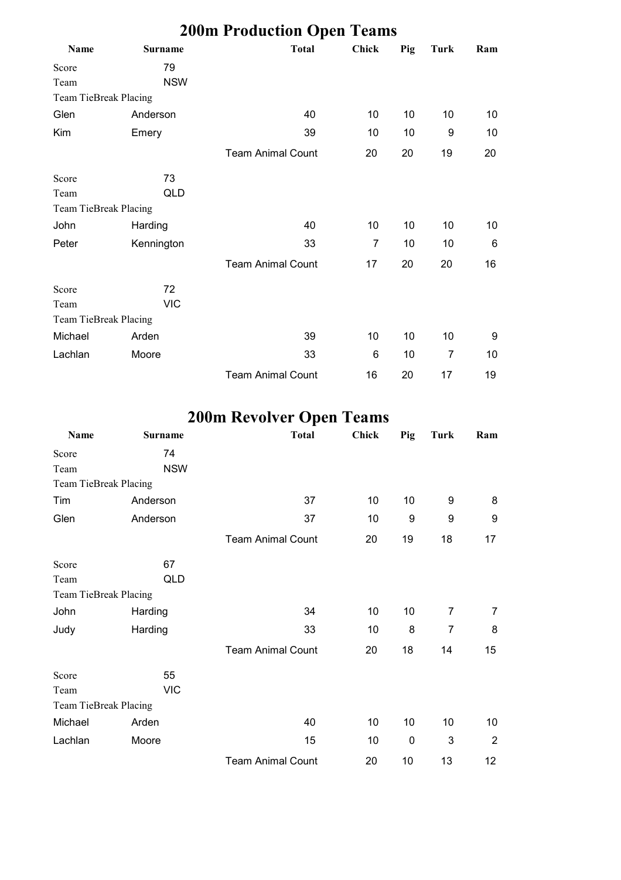# 200m Production Open Teams

| Name | Surname | Total | Chick | Pig | Turk | Ram |
|---|---|---|---|---|---|---|
| Score | 79 | | | | | |
| Team | NSW | | | | | |
| Team TieBreak Placing | | | | | | |
| Glen | Anderson | 40 | 10 | 10 | 10 | 10 |
| Kim | Emery | 39 | 10 | 10 | 9 | 10 |
| | | Team Animal Count | 20 | 20 | 19 | 20 |
| Score | 73 | | | | | |
| Team | QLD | | | | | |
| Team TieBreak Placing | | | | | | |
| John | Harding | 40 | 10 | 10 | 10 | 10 |
| Peter | Kennington | 33 | 7 | 10 | 10 | 6 |
| | | Team Animal Count | 17 | 20 | 20 | 16 |
| Score | 72 | | | | | |
| Team | VIC | | | | | |
| Team TieBreak Placing | | | | | | |
| Michael | Arden | 39 | 10 | 10 | 10 | 9 |
| Lachlan | Moore | 33 | 6 | 10 | 7 | 10 |
| | | Team Animal Count | 16 | 20 | 17 | 19 |

# 200m Revolver Open Teams

| Name | Surname | Total | Chick | Pig | Turk | Ram |
|---|---|---|---|---|---|---|
| Score | 74 | | | | | |
| Team | NSW | | | | | |
| Team TieBreak Placing | | | | | | |
| Tim | Anderson | 37 | 10 | 10 | 9 | 8 |
| Glen | Anderson | 37 | 10 | 9 | 9 | 9 |
| | | Team Animal Count | 20 | 19 | 18 | 17 |
| Score | 67 | | | | | |
| Team | QLD | | | | | |
| Team TieBreak Placing | | | | | | |
| John | Harding | 34 | 10 | 10 | 7 | 7 |
| Judy | Harding | 33 | 10 | 8 | 7 | 8 |
| | | Team Animal Count | 20 | 18 | 14 | 15 |
| Score | 55 | | | | | |
| Team | VIC | | | | | |
| Team TieBreak Placing | | | | | | |
| Michael | Arden | 40 | 10 | 10 | 10 | 10 |
| Lachlan | Moore | 15 | 10 | 0 | 3 | 2 |
| | | Team Animal Count | 20 | 10 | 13 | 12 |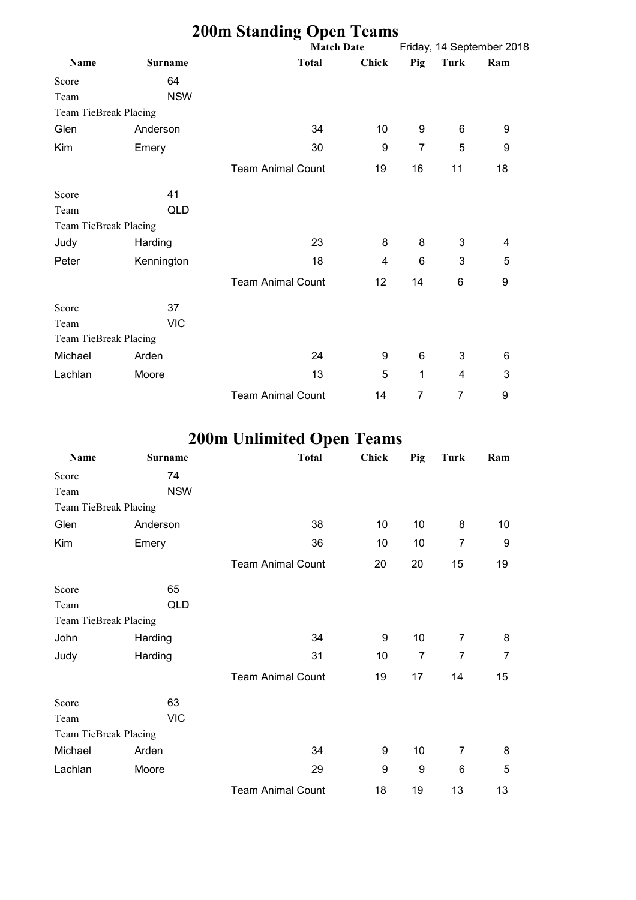# 200m Standing Open Teams

**Match Date** Friday, 14 September 2018

| Name | Surname | Total | Chick | Pig | Turk | Ram |
|---|---|---|---|---|---|---|
| Score | 64 | | | | | |
| Team | NSW | | | | | |
| Team TieBreak Placing | | | | | | |
| Glen | Anderson | 34 | 10 | 9 | 6 | 9 |
| Kim | Emery | 30 | 9 | 7 | 5 | 9 |
| | | Team Animal Count | 19 | 16 | 11 | 18 |
| Score | 41 | | | | | |
| Team | QLD | | | | | |
| Team TieBreak Placing | | | | | | |
| Judy | Harding | 23 | 8 | 8 | 3 | 4 |
| Peter | Kennington | 18 | 4 | 6 | 3 | 5 |
| | | Team Animal Count | 12 | 14 | 6 | 9 |
| Score | 37 | | | | | |
| Team | VIC | | | | | |
| Team TieBreak Placing | | | | | | |
| Michael | Arden | 24 | 9 | 6 | 3 | 6 |
| Lachlan | Moore | 13 | 5 | 1 | 4 | 3 |
| | | Team Animal Count | 14 | 7 | 7 | 9 |

# 200m Unlimited Open Teams

| Name | Surname | Total | Chick | Pig | Turk | Ram |
|---|---|---|---|---|---|---|
| Score | 74 | | | | | |
| Team | NSW | | | | | |
| Team TieBreak Placing | | | | | | |
| Glen | Anderson | 38 | 10 | 10 | 8 | 10 |
| Kim | Emery | 36 | 10 | 10 | 7 | 9 |
| | | Team Animal Count | 20 | 20 | 15 | 19 |
| Score | 65 | | | | | |
| Team | QLD | | | | | |
| Team TieBreak Placing | | | | | | |
| John | Harding | 34 | 9 | 10 | 7 | 8 |
| Judy | Harding | 31 | 10 | 7 | 7 | 7 |
| | | Team Animal Count | 19 | 17 | 14 | 15 |
| Score | 63 | | | | | |
| Team | VIC | | | | | |
| Team TieBreak Placing | | | | | | |
| Michael | Arden | 34 | 9 | 10 | 7 | 8 |
| Lachlan | Moore | 29 | 9 | 9 | 6 | 5 |
| | | Team Animal Count | 18 | 19 | 13 | 13 |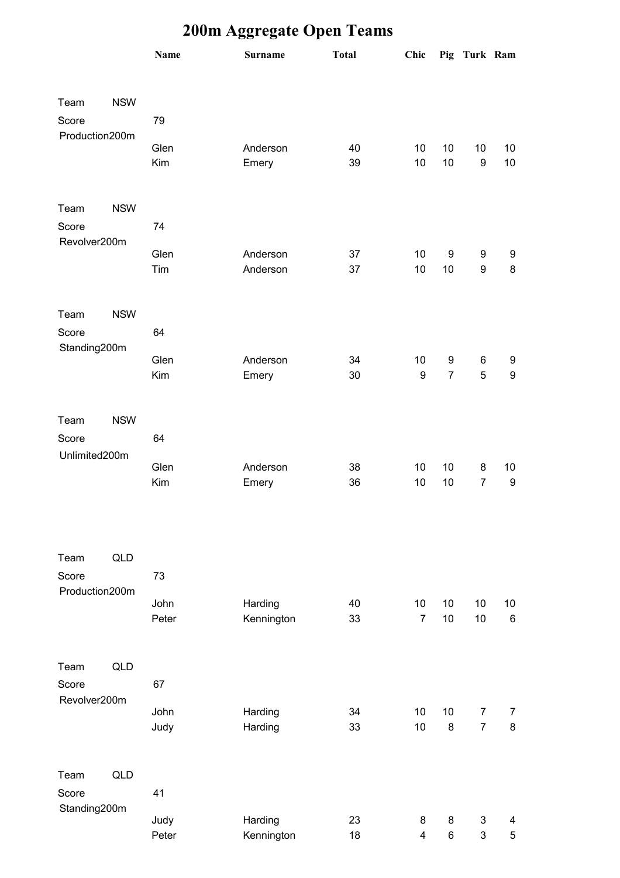# 200m Aggregate Open Teams

| | | Name | Surname | Total | Chic | Pig | Turk | Ram |
|---|---|---|---|---|---|---|---|---|
| Team | NSW | | | | | | | |
| Score | | 79 | | | | | | |
| Production200m | | | | | | | | |
| | | Glen | Anderson | 40 | 10 | 10 | 10 | 10 |
| | | Kim | Emery | 39 | 10 | 10 | 9 | 10 |
| Team | NSW | | | | | | | |
| Score | | 74 | | | | | | |
| Revolver200m | | | | | | | | |
| | | Glen | Anderson | 37 | 10 | 9 | 9 | 9 |
| | | Tim | Anderson | 37 | 10 | 10 | 9 | 8 |
| Team | NSW | | | | | | | |
| Score | | 64 | | | | | | |
| Standing200m | | | | | | | | |
| | | Glen | Anderson | 34 | 10 | 9 | 6 | 9 |
| | | Kim | Emery | 30 | 9 | 7 | 5 | 9 |
| Team | NSW | | | | | | | |
| Score | | 64 | | | | | | |
| Unlimited200m | | | | | | | | |
| | | Glen | Anderson | 38 | 10 | 10 | 8 | 10 |
| | | Kim | Emery | 36 | 10 | 10 | 7 | 9 |
| Team | QLD | | | | | | | |
| Score | | 73 | | | | | | |
| Production200m | | | | | | | | |
| | | John | Harding | 40 | 10 | 10 | 10 | 10 |
| | | Peter | Kennington | 33 | 7 | 10 | 10 | 6 |
| Team | QLD | | | | | | | |
| Score | | 67 | | | | | | |
| Revolver200m | | | | | | | | |
| | | John | Harding | 34 | 10 | 10 | 7 | 7 |
| | | Judy | Harding | 33 | 10 | 8 | 7 | 8 |
| Team | QLD | | | | | | | |
| Score | | 41 | | | | | | |
| Standing200m | | | | | | | | |
| | | Judy | Harding | 23 | 8 | 8 | 3 | 4 |
| | | Peter | Kennington | 18 | 4 | 6 | 3 | 5 |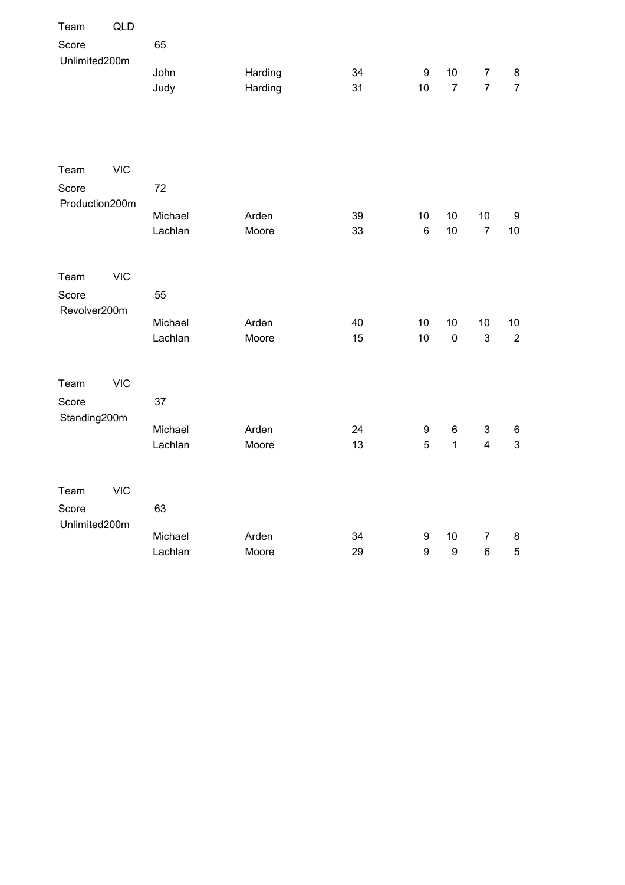| | | | | | | | |
|---|---|---|---|---|---|---|---|
| Team | QLD | | | | | | |
| Score | 65 | | | | | | |
| Unlimited200m | | | | | | | |
| | John | Harding | 34 | 9 | 10 | 7 | 8 |
| | Judy | Harding | 31 | 10 | 7 | 7 | 7 |

| | | | | | | | |
|---|---|---|---|---|---|---|---|
| Team | VIC | | | | | | |
| Score | 72 | | | | | | |
| Production200m | | | | | | | |
| | Michael | Arden | 39 | 10 | 10 | 10 | 9 |
| | Lachlan | Moore | 33 | 6 | 10 | 7 | 10 |

| | | | | | | | |
|---|---|---|---|---|---|---|---|
| Team | VIC | | | | | | |
| Score | 55 | | | | | | |
| Revolver200m | | | | | | | |
| | Michael | Arden | 40 | 10 | 10 | 10 | 10 |
| | Lachlan | Moore | 15 | 10 | 0 | 3 | 2 |

| | | | | | | | |
|---|---|---|---|---|---|---|---|
| Team | VIC | | | | | | |
| Score | 37 | | | | | | |
| Standing200m | | | | | | | |
| | Michael | Arden | 24 | 9 | 6 | 3 | 6 |
| | Lachlan | Moore | 13 | 5 | 1 | 4 | 3 |

| | | | | | | | |
|---|---|---|---|---|---|---|---|
| Team | VIC | | | | | | |
| Score | 63 | | | | | | |
| Unlimited200m | | | | | | | |
| | Michael | Arden | 34 | 9 | 10 | 7 | 8 |
| | Lachlan | Moore | 29 | 9 | 9 | 6 | 5 |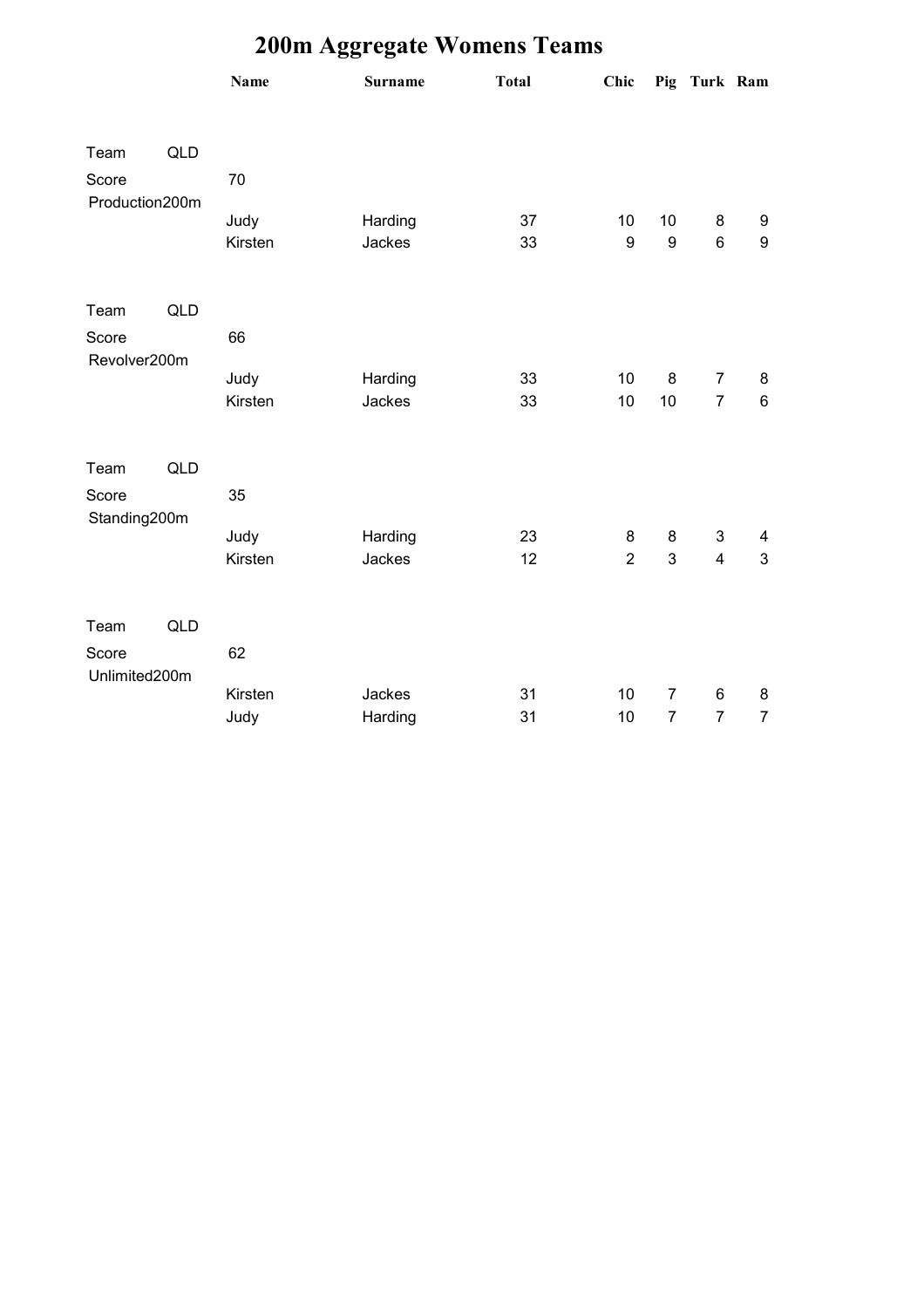# 200m Aggregate Womens Teams

| | | Name | Surname | Total | Chic | Pig | Turk | Ram |
|---|---|---|---|---|---|---|---|---|
| Team | QLD | | | | | | | |
| Score | | 70 | | | | | | |
| Production200m | | | | | | | | |
| | | Judy | Harding | 37 | 10 | 10 | 8 | 9 |
| | | Kirsten | Jackes | 33 | 9 | 9 | 6 | 9 |
| Team | QLD | | | | | | | |
| Score | | 66 | | | | | | |
| Revolver200m | | | | | | | | |
| | | Judy | Harding | 33 | 10 | 8 | 7 | 8 |
| | | Kirsten | Jackes | 33 | 10 | 10 | 7 | 6 |
| Team | QLD | | | | | | | |
| Score | | 35 | | | | | | |
| Standing200m | | | | | | | | |
| | | Judy | Harding | 23 | 8 | 8 | 3 | 4 |
| | | Kirsten | Jackes | 12 | 2 | 3 | 4 | 3 |
| Team | QLD | | | | | | | |
| Score | | 62 | | | | | | |
| Unlimited200m | | | | | | | | |
| | | Kirsten | Jackes | 31 | 10 | 7 | 6 | 8 |
| | | Judy | Harding | 31 | 10 | 7 | 7 | 7 |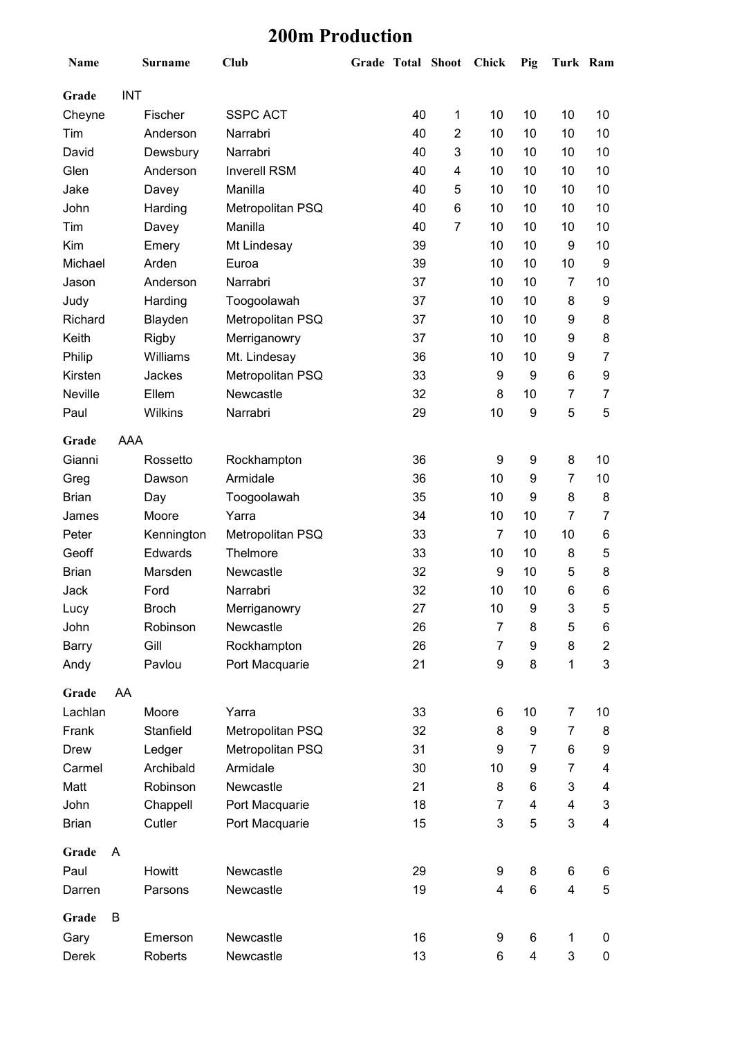# 200m Production

| Name | Surname | Club | Grade | Total | Shoot | Chick | Pig | Turk | Ram |
|---|---|---|---|---|---|---|---|---|---|
| **Grade** | INT | | | | | | | | |
| Cheyne | Fischer | SSPC ACT | | 40 | 1 | 10 | 10 | 10 | 10 |
| Tim | Anderson | Narrabri | | 40 | 2 | 10 | 10 | 10 | 10 |
| David | Dewsbury | Narrabri | | 40 | 3 | 10 | 10 | 10 | 10 |
| Glen | Anderson | Inverell RSM | | 40 | 4 | 10 | 10 | 10 | 10 |
| Jake | Davey | Manilla | | 40 | 5 | 10 | 10 | 10 | 10 |
| John | Harding | Metropolitan PSQ | | 40 | 6 | 10 | 10 | 10 | 10 |
| Tim | Davey | Manilla | | 40 | 7 | 10 | 10 | 10 | 10 |
| Kim | Emery | Mt Lindesay | | 39 | | 10 | 10 | 9 | 10 |
| Michael | Arden | Euroa | | 39 | | 10 | 10 | 10 | 9 |
| Jason | Anderson | Narrabri | | 37 | | 10 | 10 | 7 | 10 |
| Judy | Harding | Toogoolawah | | 37 | | 10 | 10 | 8 | 9 |
| Richard | Blayden | Metropolitan PSQ | | 37 | | 10 | 10 | 9 | 8 |
| Keith | Rigby | Merriganowry | | 37 | | 10 | 10 | 9 | 8 |
| Philip | Williams | Mt. Lindesay | | 36 | | 10 | 10 | 9 | 7 |
| Kirsten | Jackes | Metropolitan PSQ | | 33 | | 9 | 9 | 6 | 9 |
| Neville | Ellem | Newcastle | | 32 | | 8 | 10 | 7 | 7 |
| Paul | Wilkins | Narrabri | | 29 | | 10 | 9 | 5 | 5 |
| **Grade** | AAA | | | | | | | | |
| Gianni | Rossetto | Rockhampton | | 36 | | 9 | 9 | 8 | 10 |
| Greg | Dawson | Armidale | | 36 | | 10 | 9 | 7 | 10 |
| Brian | Day | Toogoolawah | | 35 | | 10 | 9 | 8 | 8 |
| James | Moore | Yarra | | 34 | | 10 | 10 | 7 | 7 |
| Peter | Kennington | Metropolitan PSQ | | 33 | | 7 | 10 | 10 | 6 |
| Geoff | Edwards | Thelmore | | 33 | | 10 | 10 | 8 | 5 |
| Brian | Marsden | Newcastle | | 32 | | 9 | 10 | 5 | 8 |
| Jack | Ford | Narrabri | | 32 | | 10 | 10 | 6 | 6 |
| Lucy | Broch | Merriganowry | | 27 | | 10 | 9 | 3 | 5 |
| John | Robinson | Newcastle | | 26 | | 7 | 8 | 5 | 6 |
| Barry | Gill | Rockhampton | | 26 | | 7 | 9 | 8 | 2 |
| Andy | Pavlou | Port Macquarie | | 21 | | 9 | 8 | 1 | 3 |
| **Grade** | AA | | | | | | | | |
| Lachlan | Moore | Yarra | | 33 | | 6 | 10 | 7 | 10 |
| Frank | Stanfield | Metropolitan PSQ | | 32 | | 8 | 9 | 7 | 8 |
| Drew | Ledger | Metropolitan PSQ | | 31 | | 9 | 7 | 6 | 9 |
| Carmel | Archibald | Armidale | | 30 | | 10 | 9 | 7 | 4 |
| Matt | Robinson | Newcastle | | 21 | | 8 | 6 | 3 | 4 |
| John | Chappell | Port Macquarie | | 18 | | 7 | 4 | 4 | 3 |
| Brian | Cutler | Port Macquarie | | 15 | | 3 | 5 | 3 | 4 |
| **Grade** | A | | | | | | | | |
| Paul | Howitt | Newcastle | | 29 | | 9 | 8 | 6 | 6 |
| Darren | Parsons | Newcastle | | 19 | | 4 | 6 | 4 | 5 |
| **Grade** | B | | | | | | | | |
| Gary | Emerson | Newcastle | | 16 | | 9 | 6 | 1 | 0 |
| Derek | Roberts | Newcastle | | 13 | | 6 | 4 | 3 | 0 |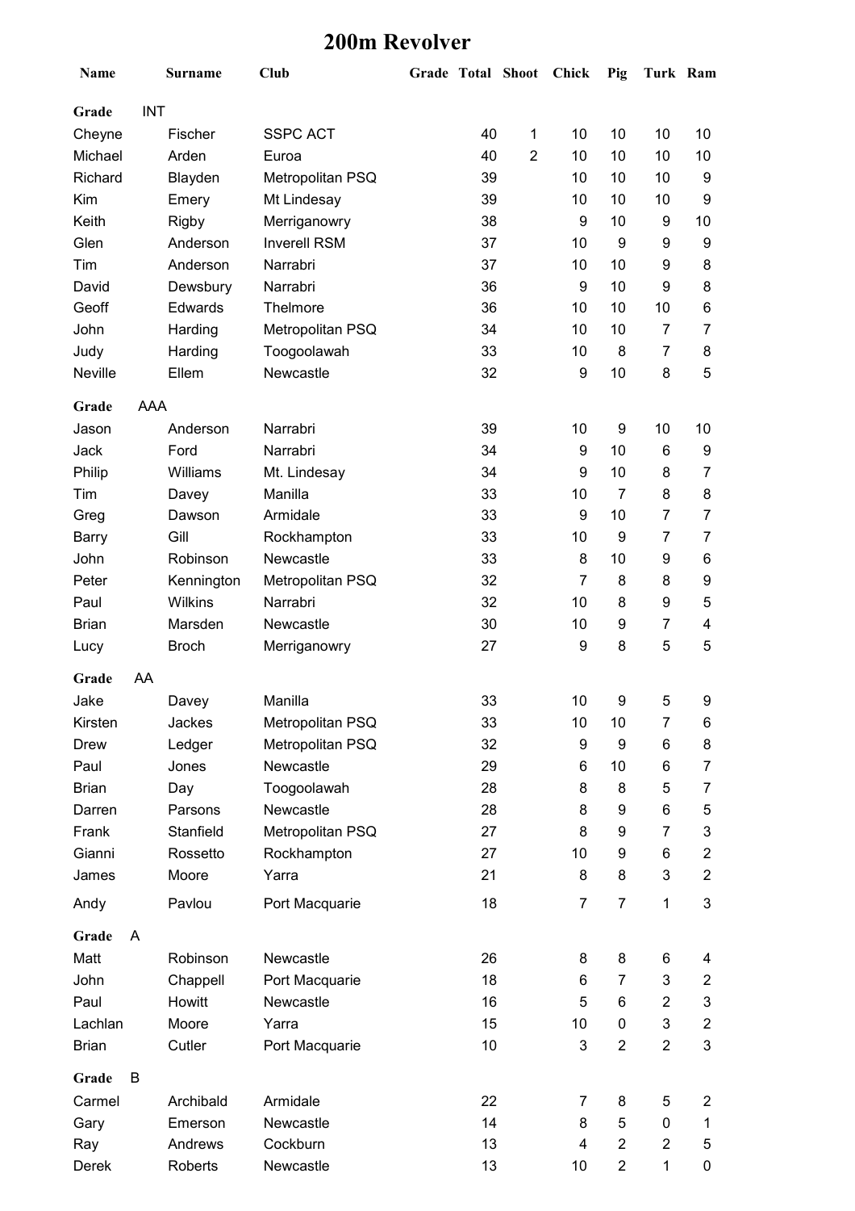# 200m Revolver

| Name | Surname | Club | Grade | Total | Shoot | Chick | Pig | Turk | Ram |
|---|---|---|---|---|---|---|---|---|---|
| **Grade** | INT | | | | | | | | |
| Cheyne | Fischer | SSPC ACT | | 40 | 1 | 10 | 10 | 10 | 10 |
| Michael | Arden | Euroa | | 40 | 2 | 10 | 10 | 10 | 10 |
| Richard | Blayden | Metropolitan PSQ | | 39 | | 10 | 10 | 10 | 9 |
| Kim | Emery | Mt Lindesay | | 39 | | 10 | 10 | 10 | 9 |
| Keith | Rigby | Merriganowry | | 38 | | 9 | 10 | 9 | 10 |
| Glen | Anderson | Inverell RSM | | 37 | | 10 | 9 | 9 | 9 |
| Tim | Anderson | Narrabri | | 37 | | 10 | 10 | 9 | 8 |
| David | Dewsbury | Narrabri | | 36 | | 9 | 10 | 9 | 8 |
| Geoff | Edwards | Thelmore | | 36 | | 10 | 10 | 10 | 6 |
| John | Harding | Metropolitan PSQ | | 34 | | 10 | 10 | 7 | 7 |
| Judy | Harding | Toogoolawah | | 33 | | 10 | 8 | 7 | 8 |
| Neville | Ellem | Newcastle | | 32 | | 9 | 10 | 8 | 5 |
| **Grade** | AAA | | | | | | | | |
| Jason | Anderson | Narrabri | | 39 | | 10 | 9 | 10 | 10 |
| Jack | Ford | Narrabri | | 34 | | 9 | 10 | 6 | 9 |
| Philip | Williams | Mt. Lindesay | | 34 | | 9 | 10 | 8 | 7 |
| Tim | Davey | Manilla | | 33 | | 10 | 7 | 8 | 8 |
| Greg | Dawson | Armidale | | 33 | | 9 | 10 | 7 | 7 |
| Barry | Gill | Rockhampton | | 33 | | 10 | 9 | 7 | 7 |
| John | Robinson | Newcastle | | 33 | | 8 | 10 | 9 | 6 |
| Peter | Kennington | Metropolitan PSQ | | 32 | | 7 | 8 | 8 | 9 |
| Paul | Wilkins | Narrabri | | 32 | | 10 | 8 | 9 | 5 |
| Brian | Marsden | Newcastle | | 30 | | 10 | 9 | 7 | 4 |
| Lucy | Broch | Merriganowry | | 27 | | 9 | 8 | 5 | 5 |
| **Grade** | AA | | | | | | | | |
| Jake | Davey | Manilla | | 33 | | 10 | 9 | 5 | 9 |
| Kirsten | Jackes | Metropolitan PSQ | | 33 | | 10 | 10 | 7 | 6 |
| Drew | Ledger | Metropolitan PSQ | | 32 | | 9 | 9 | 6 | 8 |
| Paul | Jones | Newcastle | | 29 | | 6 | 10 | 6 | 7 |
| Brian | Day | Toogoolawah | | 28 | | 8 | 8 | 5 | 7 |
| Darren | Parsons | Newcastle | | 28 | | 8 | 9 | 6 | 5 |
| Frank | Stanfield | Metropolitan PSQ | | 27 | | 8 | 9 | 7 | 3 |
| Gianni | Rossetto | Rockhampton | | 27 | | 10 | 9 | 6 | 2 |
| James | Moore | Yarra | | 21 | | 8 | 8 | 3 | 2 |
| Andy | Pavlou | Port Macquarie | | 18 | | 7 | 7 | 1 | 3 |
| **Grade** | A | | | | | | | | |
| Matt | Robinson | Newcastle | | 26 | | 8 | 8 | 6 | 4 |
| John | Chappell | Port Macquarie | | 18 | | 6 | 7 | 3 | 2 |
| Paul | Howitt | Newcastle | | 16 | | 5 | 6 | 2 | 3 |
| Lachlan | Moore | Yarra | | 15 | | 10 | 0 | 3 | 2 |
| Brian | Cutler | Port Macquarie | | 10 | | 3 | 2 | 2 | 3 |
| **Grade** | B | | | | | | | | |
| Carmel | Archibald | Armidale | | 22 | | 7 | 8 | 5 | 2 |
| Gary | Emerson | Newcastle | | 14 | | 8 | 5 | 0 | 1 |
| Ray | Andrews | Cockburn | | 13 | | 4 | 2 | 2 | 5 |
| Derek | Roberts | Newcastle | | 13 | | 10 | 2 | 1 | 0 |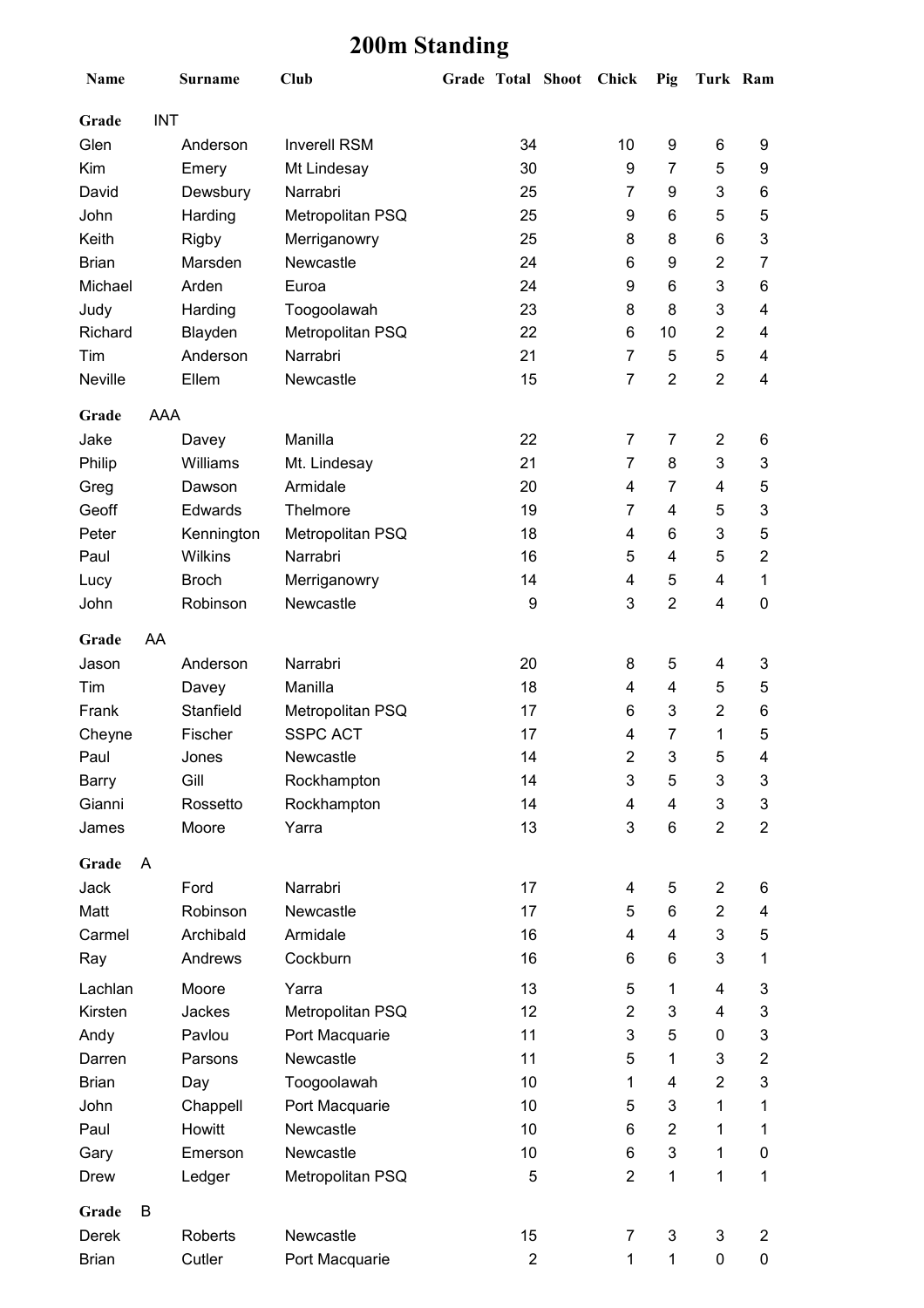# 200m Standing

| Name | Surname | Club | Grade | Total | Shoot | Chick | Pig | Turk | Ram |
|---|---|---|---|---|---|---|---|---|---|
| **Grade** | INT | | | | | | | | |
| Glen | Anderson | Inverell RSM | | 34 | | 10 | 9 | 6 | 9 |
| Kim | Emery | Mt Lindesay | | 30 | | 9 | 7 | 5 | 9 |
| David | Dewsbury | Narrabri | | 25 | | 7 | 9 | 3 | 6 |
| John | Harding | Metropolitan PSQ | | 25 | | 9 | 6 | 5 | 5 |
| Keith | Rigby | Merriganowry | | 25 | | 8 | 8 | 6 | 3 |
| Brian | Marsden | Newcastle | | 24 | | 6 | 9 | 2 | 7 |
| Michael | Arden | Euroa | | 24 | | 9 | 6 | 3 | 6 |
| Judy | Harding | Toogoolawah | | 23 | | 8 | 8 | 3 | 4 |
| Richard | Blayden | Metropolitan PSQ | | 22 | | 6 | 10 | 2 | 4 |
| Tim | Anderson | Narrabri | | 21 | | 7 | 5 | 5 | 4 |
| Neville | Ellem | Newcastle | | 15 | | 7 | 2 | 2 | 4 |
| **Grade** | AAA | | | | | | | | |
| Jake | Davey | Manilla | | 22 | | 7 | 7 | 2 | 6 |
| Philip | Williams | Mt. Lindesay | | 21 | | 7 | 8 | 3 | 3 |
| Greg | Dawson | Armidale | | 20 | | 4 | 7 | 4 | 5 |
| Geoff | Edwards | Thelmore | | 19 | | 7 | 4 | 5 | 3 |
| Peter | Kennington | Metropolitan PSQ | | 18 | | 4 | 6 | 3 | 5 |
| Paul | Wilkins | Narrabri | | 16 | | 5 | 4 | 5 | 2 |
| Lucy | Broch | Merriganowry | | 14 | | 4 | 5 | 4 | 1 |
| John | Robinson | Newcastle | | 9 | | 3 | 2 | 4 | 0 |
| **Grade** | AA | | | | | | | | |
| Jason | Anderson | Narrabri | | 20 | | 8 | 5 | 4 | 3 |
| Tim | Davey | Manilla | | 18 | | 4 | 4 | 5 | 5 |
| Frank | Stanfield | Metropolitan PSQ | | 17 | | 6 | 3 | 2 | 6 |
| Cheyne | Fischer | SSPC ACT | | 17 | | 4 | 7 | 1 | 5 |
| Paul | Jones | Newcastle | | 14 | | 2 | 3 | 5 | 4 |
| Barry | Gill | Rockhampton | | 14 | | 3 | 5 | 3 | 3 |
| Gianni | Rossetto | Rockhampton | | 14 | | 4 | 4 | 3 | 3 |
| James | Moore | Yarra | | 13 | | 3 | 6 | 2 | 2 |
| **Grade** | A | | | | | | | | |
| Jack | Ford | Narrabri | | 17 | | 4 | 5 | 2 | 6 |
| Matt | Robinson | Newcastle | | 17 | | 5 | 6 | 2 | 4 |
| Carmel | Archibald | Armidale | | 16 | | 4 | 4 | 3 | 5 |
| Ray | Andrews | Cockburn | | 16 | | 6 | 6 | 3 | 1 |
| Lachlan | Moore | Yarra | | 13 | | 5 | 1 | 4 | 3 |
| Kirsten | Jackes | Metropolitan PSQ | | 12 | | 2 | 3 | 4 | 3 |
| Andy | Pavlou | Port Macquarie | | 11 | | 3 | 5 | 0 | 3 |
| Darren | Parsons | Newcastle | | 11 | | 5 | 1 | 3 | 2 |
| Brian | Day | Toogoolawah | | 10 | | 1 | 4 | 2 | 3 |
| John | Chappell | Port Macquarie | | 10 | | 5 | 3 | 1 | 1 |
| Paul | Howitt | Newcastle | | 10 | | 6 | 2 | 1 | 1 |
| Gary | Emerson | Newcastle | | 10 | | 6 | 3 | 1 | 0 |
| Drew | Ledger | Metropolitan PSQ | | 5 | | 2 | 1 | 1 | 1 |
| **Grade** | B | | | | | | | | |
| Derek | Roberts | Newcastle | | 15 | | 7 | 3 | 3 | 2 |
| Brian | Cutler | Port Macquarie | | 2 | | 1 | 1 | 0 | 0 |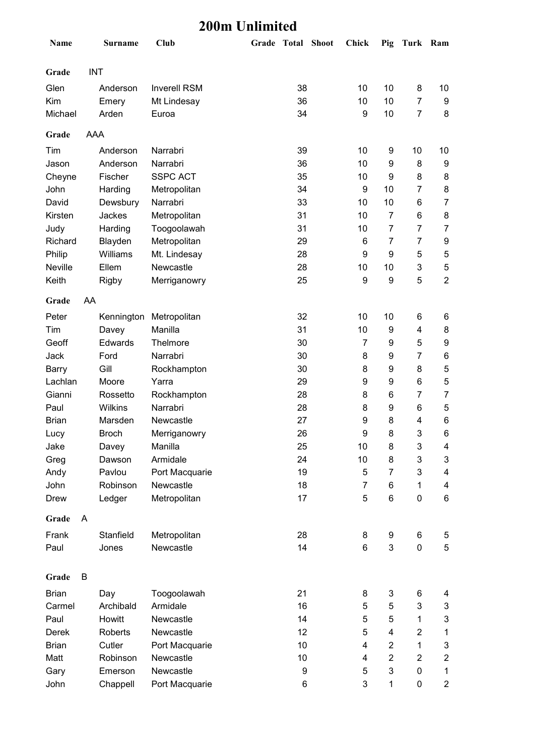# 200m Unlimited

| Name | Surname | Club | Grade | Total | Shoot | Chick | Pig | Turk | Ram |
|---|---|---|---|---|---|---|---|---|---|
| **Grade** | INT | | | | | | | | |
| Glen | Anderson | Inverell RSM | | 38 | | 10 | 10 | 8 | 10 |
| Kim | Emery | Mt Lindesay | | 36 | | 10 | 10 | 7 | 9 |
| Michael | Arden | Euroa | | 34 | | 9 | 10 | 7 | 8 |
| **Grade** | AAA | | | | | | | | |
| Tim | Anderson | Narrabri | | 39 | | 10 | 9 | 10 | 10 |
| Jason | Anderson | Narrabri | | 36 | | 10 | 9 | 8 | 9 |
| Cheyne | Fischer | SSPC ACT | | 35 | | 10 | 9 | 8 | 8 |
| John | Harding | Metropolitan | | 34 | | 9 | 10 | 7 | 8 |
| David | Dewsbury | Narrabri | | 33 | | 10 | 10 | 6 | 7 |
| Kirsten | Jackes | Metropolitan | | 31 | | 10 | 7 | 6 | 8 |
| Judy | Harding | Toogoolawah | | 31 | | 10 | 7 | 7 | 7 |
| Richard | Blayden | Metropolitan | | 29 | | 6 | 7 | 7 | 9 |
| Philip | Williams | Mt. Lindesay | | 28 | | 9 | 9 | 5 | 5 |
| Neville | Ellem | Newcastle | | 28 | | 10 | 10 | 3 | 5 |
| Keith | Rigby | Merriganowry | | 25 | | 9 | 9 | 5 | 2 |
| **Grade** | AA | | | | | | | | |
| Peter | Kennington | Metropolitan | | 32 | | 10 | 10 | 6 | 6 |
| Tim | Davey | Manilla | | 31 | | 10 | 9 | 4 | 8 |
| Geoff | Edwards | Thelmore | | 30 | | 7 | 9 | 5 | 9 |
| Jack | Ford | Narrabri | | 30 | | 8 | 9 | 7 | 6 |
| Barry | Gill | Rockhampton | | 30 | | 8 | 9 | 8 | 5 |
| Lachlan | Moore | Yarra | | 29 | | 9 | 9 | 6 | 5 |
| Gianni | Rossetto | Rockhampton | | 28 | | 8 | 6 | 7 | 7 |
| Paul | Wilkins | Narrabri | | 28 | | 8 | 9 | 6 | 5 |
| Brian | Marsden | Newcastle | | 27 | | 9 | 8 | 4 | 6 |
| Lucy | Broch | Merriganowry | | 26 | | 9 | 8 | 3 | 6 |
| Jake | Davey | Manilla | | 25 | | 10 | 8 | 3 | 4 |
| Greg | Dawson | Armidale | | 24 | | 10 | 8 | 3 | 3 |
| Andy | Pavlou | Port Macquarie | | 19 | | 5 | 7 | 3 | 4 |
| John | Robinson | Newcastle | | 18 | | 7 | 6 | 1 | 4 |
| Drew | Ledger | Metropolitan | | 17 | | 5 | 6 | 0 | 6 |
| **Grade** | A | | | | | | | | |
| Frank | Stanfield | Metropolitan | | 28 | | 8 | 9 | 6 | 5 |
| Paul | Jones | Newcastle | | 14 | | 6 | 3 | 0 | 5 |
| **Grade** | B | | | | | | | | |
| Brian | Day | Toogoolawah | | 21 | | 8 | 3 | 6 | 4 |
| Carmel | Archibald | Armidale | | 16 | | 5 | 5 | 3 | 3 |
| Paul | Howitt | Newcastle | | 14 | | 5 | 5 | 1 | 3 |
| Derek | Roberts | Newcastle | | 12 | | 5 | 4 | 2 | 1 |
| Brian | Cutler | Port Macquarie | | 10 | | 4 | 2 | 1 | 3 |
| Matt | Robinson | Newcastle | | 10 | | 4 | 2 | 2 | 2 |
| Gary | Emerson | Newcastle | | 9 | | 5 | 3 | 0 | 1 |
| John | Chappell | Port Macquarie | | 6 | | 3 | 1 | 0 | 2 |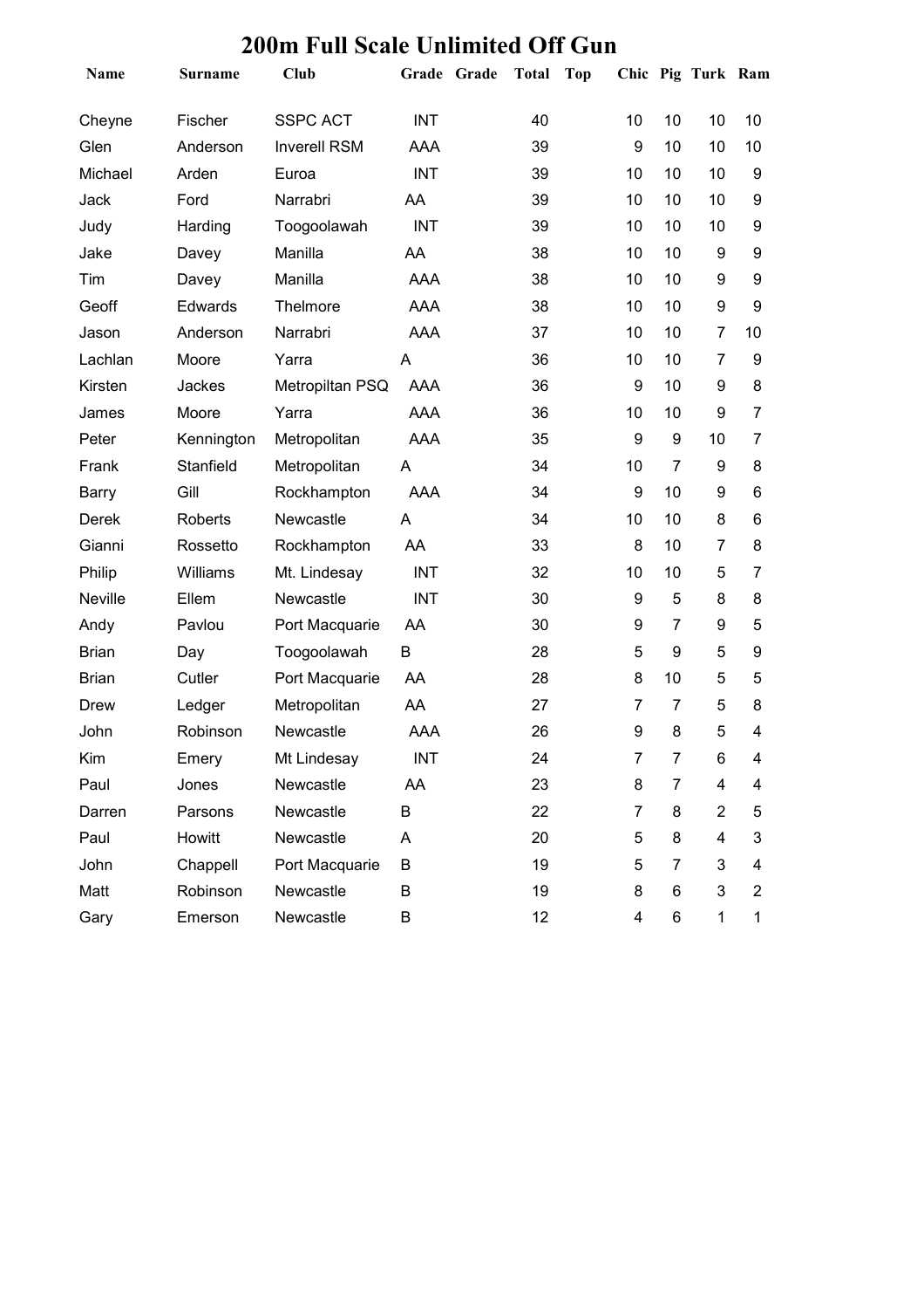# 200m Full Scale Unlimited Off Gun

| Name | Surname | Club | Grade | Grade | Total | Top | Chic | Pig | Turk | Ram |
|---|---|---|---|---|---|---|---|---|---|---|
| Cheyne | Fischer | SSPC ACT | INT | | 40 | | 10 | 10 | 10 | 10 |
| Glen | Anderson | Inverell RSM | AAA | | 39 | | 9 | 10 | 10 | 10 |
| Michael | Arden | Euroa | INT | | 39 | | 10 | 10 | 10 | 9 |
| Jack | Ford | Narrabri | AA | | 39 | | 10 | 10 | 10 | 9 |
| Judy | Harding | Toogoolawah | INT | | 39 | | 10 | 10 | 10 | 9 |
| Jake | Davey | Manilla | AA | | 38 | | 10 | 10 | 9 | 9 |
| Tim | Davey | Manilla | AAA | | 38 | | 10 | 10 | 9 | 9 |
| Geoff | Edwards | Thelmore | AAA | | 38 | | 10 | 10 | 9 | 9 |
| Jason | Anderson | Narrabri | AAA | | 37 | | 10 | 10 | 7 | 10 |
| Lachlan | Moore | Yarra | A | | 36 | | 10 | 10 | 7 | 9 |
| Kirsten | Jackes | Metropiltan PSQ | AAA | | 36 | | 9 | 10 | 9 | 8 |
| James | Moore | Yarra | AAA | | 36 | | 10 | 10 | 9 | 7 |
| Peter | Kennington | Metropolitan | AAA | | 35 | | 9 | 9 | 10 | 7 |
| Frank | Stanfield | Metropolitan | A | | 34 | | 10 | 7 | 9 | 8 |
| Barry | Gill | Rockhampton | AAA | | 34 | | 9 | 10 | 9 | 6 |
| Derek | Roberts | Newcastle | A | | 34 | | 10 | 10 | 8 | 6 |
| Gianni | Rossetto | Rockhampton | AA | | 33 | | 8 | 10 | 7 | 8 |
| Philip | Williams | Mt. Lindesay | INT | | 32 | | 10 | 10 | 5 | 7 |
| Neville | Ellem | Newcastle | INT | | 30 | | 9 | 5 | 8 | 8 |
| Andy | Pavlou | Port Macquarie | AA | | 30 | | 9 | 7 | 9 | 5 |
| Brian | Day | Toogoolawah | B | | 28 | | 5 | 9 | 5 | 9 |
| Brian | Cutler | Port Macquarie | AA | | 28 | | 8 | 10 | 5 | 5 |
| Drew | Ledger | Metropolitan | AA | | 27 | | 7 | 7 | 5 | 8 |
| John | Robinson | Newcastle | AAA | | 26 | | 9 | 8 | 5 | 4 |
| Kim | Emery | Mt Lindesay | INT | | 24 | | 7 | 7 | 6 | 4 |
| Paul | Jones | Newcastle | AA | | 23 | | 8 | 7 | 4 | 4 |
| Darren | Parsons | Newcastle | B | | 22 | | 7 | 8 | 2 | 5 |
| Paul | Howitt | Newcastle | A | | 20 | | 5 | 8 | 4 | 3 |
| John | Chappell | Port Macquarie | B | | 19 | | 5 | 7 | 3 | 4 |
| Matt | Robinson | Newcastle | B | | 19 | | 8 | 6 | 3 | 2 |
| Gary | Emerson | Newcastle | B | | 12 | | 4 | 6 | 1 | 1 |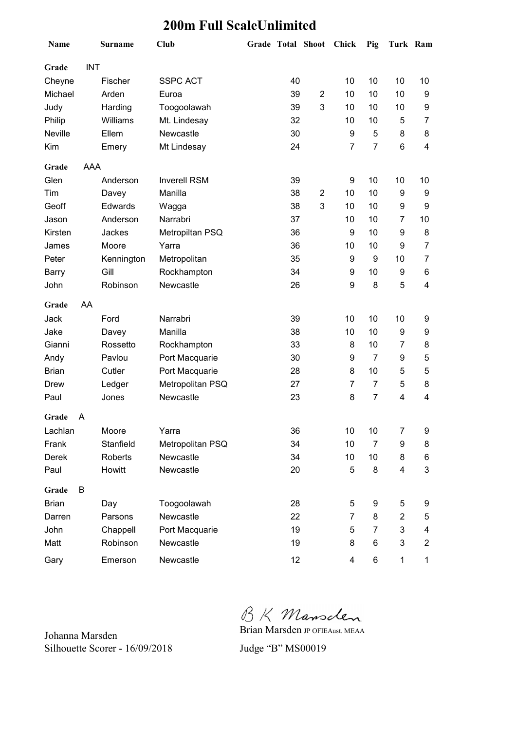# 200m Full ScaleUnlimited

| Name | Surname | Club | Grade | Total | Shoot | Chick | Pig | Turk | Ram |
|---|---|---|---|---|---|---|---|---|---|
| **Grade** INT | | | | | | | | | |
| Cheyne | Fischer | SSPC ACT | | 40 | | 10 | 10 | 10 | 10 |
| Michael | Arden | Euroa | | 39 | 2 | 10 | 10 | 10 | 9 |
| Judy | Harding | Toogoolawah | | 39 | 3 | 10 | 10 | 10 | 9 |
| Philip | Williams | Mt. Lindesay | | 32 | | 10 | 10 | 5 | 7 |
| Neville | Ellem | Newcastle | | 30 | | 9 | 5 | 8 | 8 |
| Kim | Emery | Mt Lindesay | | 24 | | 7 | 7 | 6 | 4 |
| **Grade** AAA | | | | | | | | | |
| Glen | Anderson | Inverell RSM | | 39 | | 9 | 10 | 10 | 10 |
| Tim | Davey | Manilla | | 38 | 2 | 10 | 10 | 9 | 9 |
| Geoff | Edwards | Wagga | | 38 | 3 | 10 | 10 | 9 | 9 |
| Jason | Anderson | Narrabri | | 37 | | 10 | 10 | 7 | 10 |
| Kirsten | Jackes | Metropiltan PSQ | | 36 | | 9 | 10 | 9 | 8 |
| James | Moore | Yarra | | 36 | | 10 | 10 | 9 | 7 |
| Peter | Kennington | Metropolitan | | 35 | | 9 | 9 | 10 | 7 |
| Barry | Gill | Rockhampton | | 34 | | 9 | 10 | 9 | 6 |
| John | Robinson | Newcastle | | 26 | | 9 | 8 | 5 | 4 |
| **Grade** AA | | | | | | | | | |
| Jack | Ford | Narrabri | | 39 | | 10 | 10 | 10 | 9 |
| Jake | Davey | Manilla | | 38 | | 10 | 10 | 9 | 9 |
| Gianni | Rossetto | Rockhampton | | 33 | | 8 | 10 | 7 | 8 |
| Andy | Pavlou | Port Macquarie | | 30 | | 9 | 7 | 9 | 5 |
| Brian | Cutler | Port Macquarie | | 28 | | 8 | 10 | 5 | 5 |
| Drew | Ledger | Metropolitan PSQ | | 27 | | 7 | 7 | 5 | 8 |
| Paul | Jones | Newcastle | | 23 | | 8 | 7 | 4 | 4 |
| **Grade** A | | | | | | | | | |
| Lachlan | Moore | Yarra | | 36 | | 10 | 10 | 7 | 9 |
| Frank | Stanfield | Metropolitan PSQ | | 34 | | 10 | 7 | 9 | 8 |
| Derek | Roberts | Newcastle | | 34 | | 10 | 10 | 8 | 6 |
| Paul | Howitt | Newcastle | | 20 | | 5 | 8 | 4 | 3 |
| **Grade** B | | | | | | | | | |
| Brian | Day | Toogoolawah | | 28 | | 5 | 9 | 5 | 9 |
| Darren | Parsons | Newcastle | | 22 | | 7 | 8 | 2 | 5 |
| John | Chappell | Port Macquarie | | 19 | | 5 | 7 | 3 | 4 |
| Matt | Robinson | Newcastle | | 19 | | 8 | 6 | 3 | 2 |
| Gary | Emerson | Newcastle | | 12 | | 4 | 6 | 1 | 1 |

Johanna Marsden
Silhouette Scorer - 16/09/2018

B K Marsden
Brian Marsden JP OFIEAust. MEAA
Judge "B" MS00019